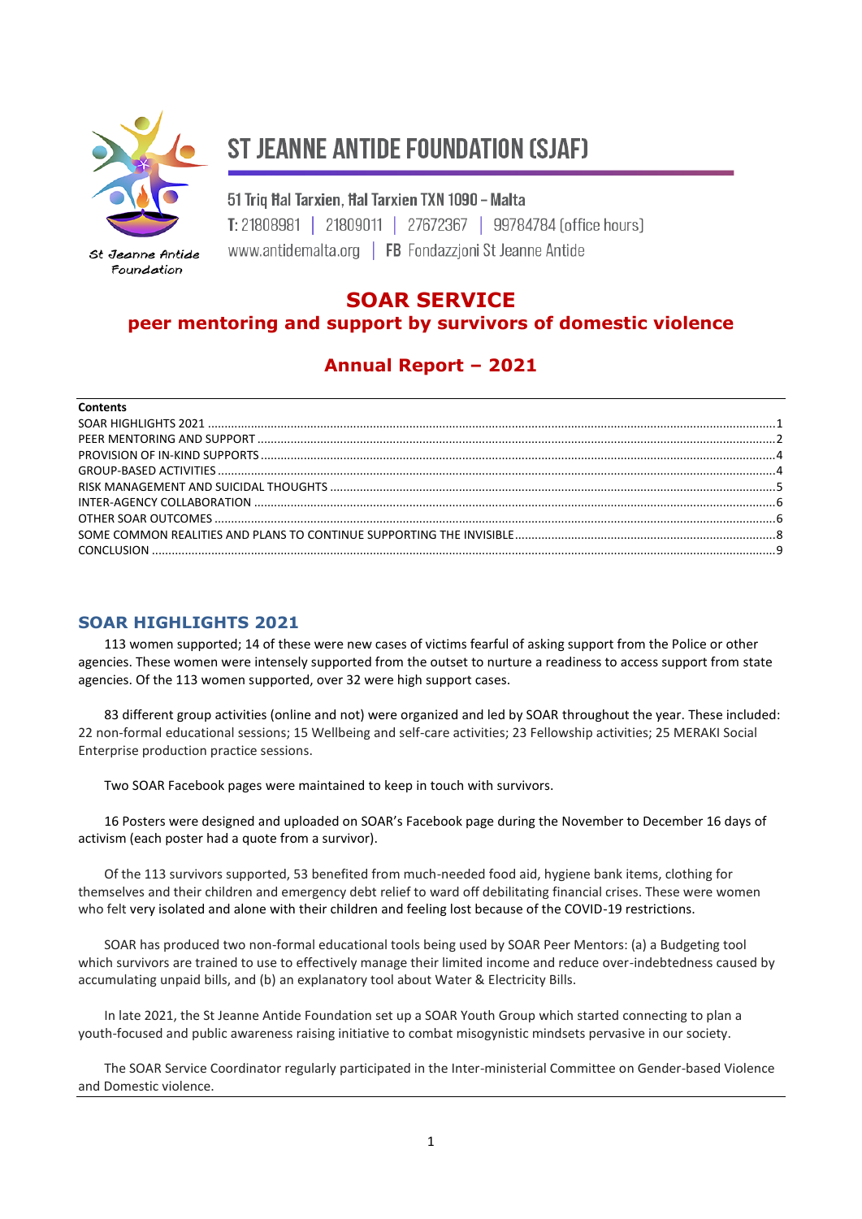St Jeanne Antide Foundation

# ST JEANNE ANTIDE FOUNDATION (SJAF)

51 Triq Ħal Tarxien, Ħal Tarxien TXN 1090 – Malta
T: 21808981 | 21809011 | 27672367 | 99784784 (office hours)
www.antidemalta.org | FB Fondazzjoni St Jeanne Antide

# SOAR SERVICE

## peer mentoring and support by survivors of domestic violence

## Annual Report – 2021

**Contents**

SOAR HIGHLIGHTS 2021 ....................................... 1
PEER MENTORING AND SUPPORT ....................................... 2
PROVISION OF IN-KIND SUPPORTS ....................................... 4
GROUP-BASED ACTIVITIES ....................................... 4
RISK MANAGEMENT AND SUICIDAL THOUGHTS ....................................... 5
INTER-AGENCY COLLABORATION ....................................... 6
OTHER SOAR OUTCOMES ....................................... 6
SOME COMMON REALITIES AND PLANS TO CONTINUE SUPPORTING THE INVISIBLE ....................................... 8
CONCLUSION ....................................... 9

## SOAR HIGHLIGHTS 2021

113 women supported; 14 of these were new cases of victims fearful of asking support from the Police or other agencies. These women were intensely supported from the outset to nurture a readiness to access support from state agencies. Of the 113 women supported, over 32 were high support cases.

83 different group activities (online and not) were organized and led by SOAR throughout the year. These included: 22 non-formal educational sessions; 15 Wellbeing and self-care activities; 23 Fellowship activities; 25 MERAKI Social Enterprise production practice sessions.

Two SOAR Facebook pages were maintained to keep in touch with survivors.

16 Posters were designed and uploaded on SOAR's Facebook page during the November to December 16 days of activism (each poster had a quote from a survivor).

Of the 113 survivors supported, 53 benefited from much-needed food aid, hygiene bank items, clothing for themselves and their children and emergency debt relief to ward off debilitating financial crises. These were women who felt very isolated and alone with their children and feeling lost because of the COVID-19 restrictions.

SOAR has produced two non-formal educational tools being used by SOAR Peer Mentors: (a) a Budgeting tool which survivors are trained to use to effectively manage their limited income and reduce over-indebtedness caused by accumulating unpaid bills, and (b) an explanatory tool about Water & Electricity Bills.

In late 2021, the St Jeanne Antide Foundation set up a SOAR Youth Group which started connecting to plan a youth-focused and public awareness raising initiative to combat misogynistic mindsets pervasive in our society.

The SOAR Service Coordinator regularly participated in the Inter-ministerial Committee on Gender-based Violence and Domestic violence.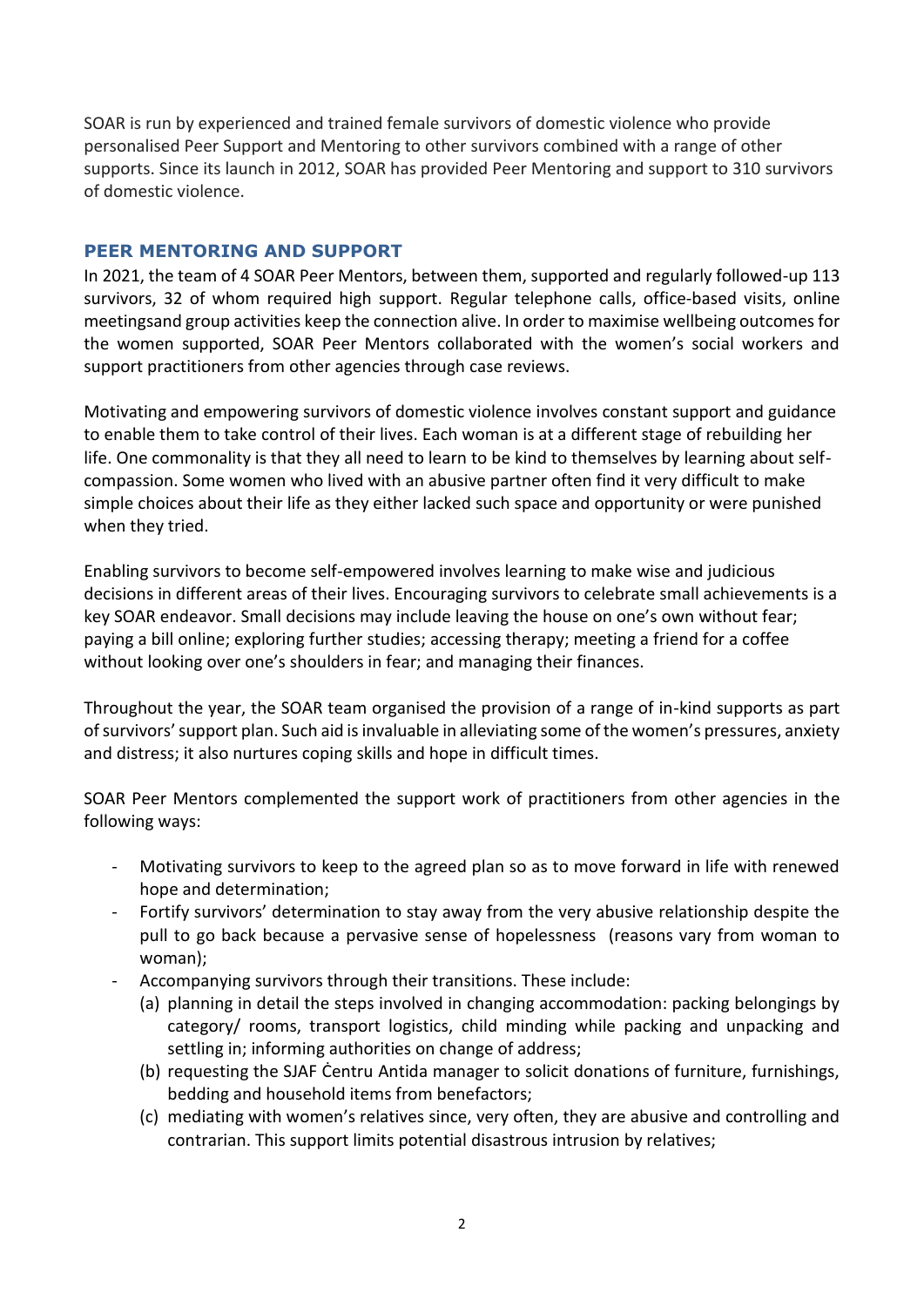SOAR is run by experienced and trained female survivors of domestic violence who provide personalised Peer Support and Mentoring to other survivors combined with a range of other supports. Since its launch in 2012, SOAR has provided Peer Mentoring and support to 310 survivors of domestic violence.

## PEER MENTORING AND SUPPORT

In 2021, the team of 4 SOAR Peer Mentors, between them, supported and regularly followed-up 113 survivors, 32 of whom required high support. Regular telephone calls, office-based visits, online meetingsand group activities keep the connection alive. In order to maximise wellbeing outcomes for the women supported, SOAR Peer Mentors collaborated with the women's social workers and support practitioners from other agencies through case reviews.

Motivating and empowering survivors of domestic violence involves constant support and guidance to enable them to take control of their lives. Each woman is at a different stage of rebuilding her life. One commonality is that they all need to learn to be kind to themselves by learning about self-compassion. Some women who lived with an abusive partner often find it very difficult to make simple choices about their life as they either lacked such space and opportunity or were punished when they tried.

Enabling survivors to become self-empowered involves learning to make wise and judicious decisions in different areas of their lives. Encouraging survivors to celebrate small achievements is a key SOAR endeavor. Small decisions may include leaving the house on one's own without fear; paying a bill online; exploring further studies; accessing therapy; meeting a friend for a coffee without looking over one's shoulders in fear; and managing their finances.

Throughout the year, the SOAR team organised the provision of a range of in-kind supports as part of survivors' support plan. Such aid is invaluable in alleviating some of the women's pressures, anxiety and distress; it also nurtures coping skills and hope in difficult times.

SOAR Peer Mentors complemented the support work of practitioners from other agencies in the following ways:

- Motivating survivors to keep to the agreed plan so as to move forward in life with renewed hope and determination;
- Fortify survivors' determination to stay away from the very abusive relationship despite the pull to go back because a pervasive sense of hopelessness (reasons vary from woman to woman);
- Accompanying survivors through their transitions. These include:
  - (a) planning in detail the steps involved in changing accommodation: packing belongings by category/ rooms, transport logistics, child minding while packing and unpacking and settling in; informing authorities on change of address;
  - (b) requesting the SJAF Ċentru Antida manager to solicit donations of furniture, furnishings, bedding and household items from benefactors;
  - (c) mediating with women's relatives since, very often, they are abusive and controlling and contrarian. This support limits potential disastrous intrusion by relatives;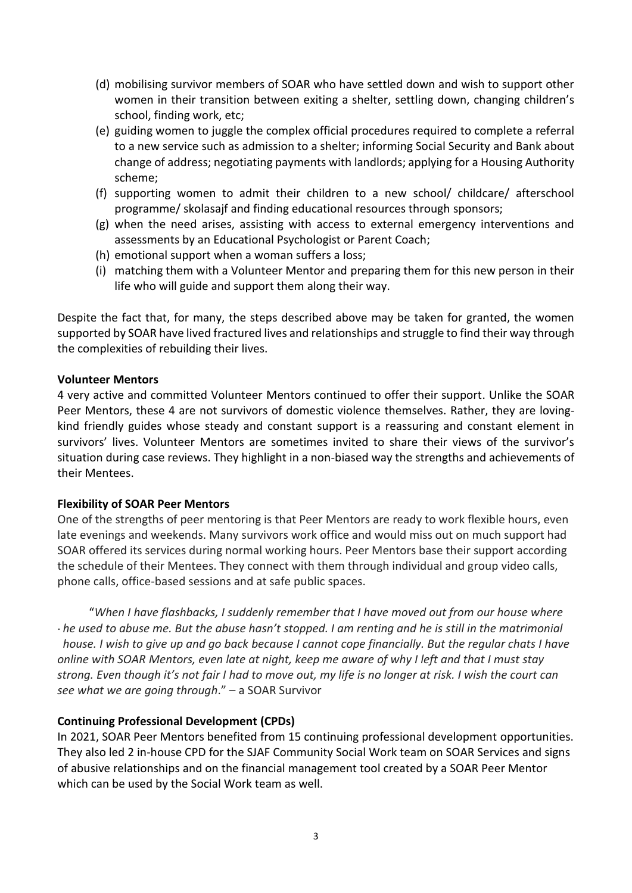(d) mobilising survivor members of SOAR who have settled down and wish to support other women in their transition between exiting a shelter, settling down, changing children's school, finding work, etc;

(e) guiding women to juggle the complex official procedures required to complete a referral to a new service such as admission to a shelter; informing Social Security and Bank about change of address; negotiating payments with landlords; applying for a Housing Authority scheme;

(f) supporting women to admit their children to a new school/ childcare/ afterschool programme/ skolasajf and finding educational resources through sponsors;

(g) when the need arises, assisting with access to external emergency interventions and assessments by an Educational Psychologist or Parent Coach;

(h) emotional support when a woman suffers a loss;

(i) matching them with a Volunteer Mentor and preparing them for this new person in their life who will guide and support them along their way.

Despite the fact that, for many, the steps described above may be taken for granted, the women supported by SOAR have lived fractured lives and relationships and struggle to find their way through the complexities of rebuilding their lives.

**Volunteer Mentors**

4 very active and committed Volunteer Mentors continued to offer their support. Unlike the SOAR Peer Mentors, these 4 are not survivors of domestic violence themselves. Rather, they are loving-kind friendly guides whose steady and constant support is a reassuring and constant element in survivors' lives. Volunteer Mentors are sometimes invited to share their views of the survivor's situation during case reviews. They highlight in a non-biased way the strengths and achievements of their Mentees.

**Flexibility of SOAR Peer Mentors**

One of the strengths of peer mentoring is that Peer Mentors are ready to work flexible hours, even late evenings and weekends. Many survivors work office and would miss out on much support had SOAR offered its services during normal working hours. Peer Mentors base their support according the schedule of their Mentees. They connect with them through individual and group video calls, phone calls, office-based sessions and at safe public spaces.

"*When I have flashbacks, I suddenly remember that I have moved out from our house where he used to abuse me. But the abuse hasn't stopped. I am renting and he is still in the matrimonial house. I wish to give up and go back because I cannot cope financially. But the regular chats I have online with SOAR Mentors, even late at night, keep me aware of why I left and that I must stay strong. Even though it's not fair I had to move out, my life is no longer at risk. I wish the court can see what we are going through*." – a SOAR Survivor

**Continuing Professional Development (CPDs)**

In 2021, SOAR Peer Mentors benefited from 15 continuing professional development opportunities. They also led 2 in-house CPD for the SJAF Community Social Work team on SOAR Services and signs of abusive relationships and on the financial management tool created by a SOAR Peer Mentor which can be used by the Social Work team as well.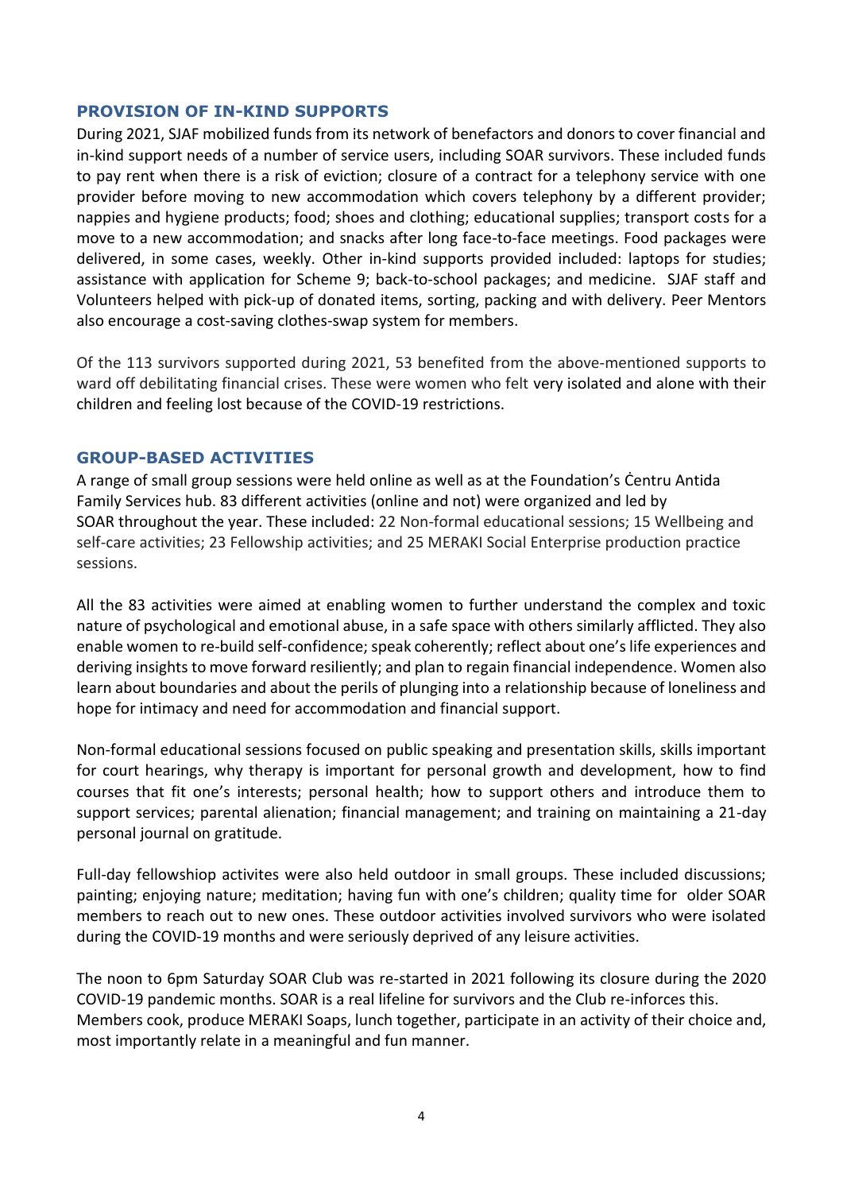## PROVISION OF IN-KIND SUPPORTS

During 2021, SJAF mobilized funds from its network of benefactors and donors to cover financial and in-kind support needs of a number of service users, including SOAR survivors. These included funds to pay rent when there is a risk of eviction; closure of a contract for a telephony service with one provider before moving to new accommodation which covers telephony by a different provider; nappies and hygiene products; food; shoes and clothing; educational supplies; transport costs for a move to a new accommodation; and snacks after long face-to-face meetings. Food packages were delivered, in some cases, weekly. Other in-kind supports provided included: laptops for studies; assistance with application for Scheme 9; back-to-school packages; and medicine. SJAF staff and Volunteers helped with pick-up of donated items, sorting, packing and with delivery. Peer Mentors also encourage a cost-saving clothes-swap system for members.

Of the 113 survivors supported during 2021, 53 benefited from the above-mentioned supports to ward off debilitating financial crises. These were women who felt very isolated and alone with their children and feeling lost because of the COVID-19 restrictions.

## GROUP-BASED ACTIVITIES

A range of small group sessions were held online as well as at the Foundation's Ċentru Antida Family Services hub. 83 different activities (online and not) were organized and led by SOAR throughout the year. These included: 22 Non-formal educational sessions; 15 Wellbeing and self-care activities; 23 Fellowship activities; and 25 MERAKI Social Enterprise production practice sessions.

All the 83 activities were aimed at enabling women to further understand the complex and toxic nature of psychological and emotional abuse, in a safe space with others similarly afflicted. They also enable women to re-build self-confidence; speak coherently; reflect about one's life experiences and deriving insights to move forward resiliently; and plan to regain financial independence. Women also learn about boundaries and about the perils of plunging into a relationship because of loneliness and hope for intimacy and need for accommodation and financial support.

Non-formal educational sessions focused on public speaking and presentation skills, skills important for court hearings, why therapy is important for personal growth and development, how to find courses that fit one's interests; personal health; how to support others and introduce them to support services; parental alienation; financial management; and training on maintaining a 21-day personal journal on gratitude.

Full-day fellowshiop activites were also held outdoor in small groups. These included discussions; painting; enjoying nature; meditation; having fun with one's children; quality time for older SOAR members to reach out to new ones. These outdoor activities involved survivors who were isolated during the COVID-19 months and were seriously deprived of any leisure activities.

The noon to 6pm Saturday SOAR Club was re-started in 2021 following its closure during the 2020 COVID-19 pandemic months. SOAR is a real lifeline for survivors and the Club re-inforces this. Members cook, produce MERAKI Soaps, lunch together, participate in an activity of their choice and, most importantly relate in a meaningful and fun manner.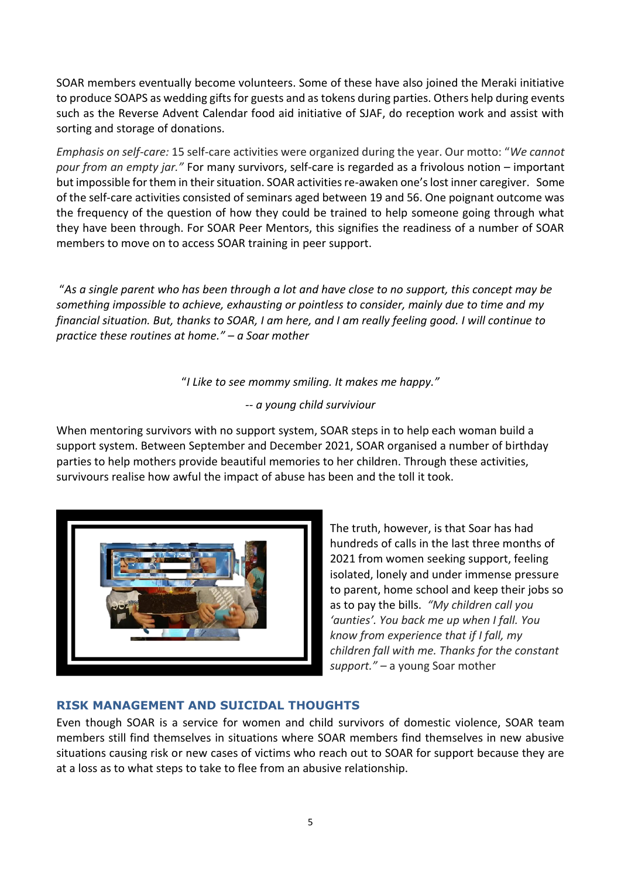SOAR members eventually become volunteers. Some of these have also joined the Meraki initiative to produce SOAPS as wedding gifts for guests and as tokens during parties. Others help during events such as the Reverse Advent Calendar food aid initiative of SJAF, do reception work and assist with sorting and storage of donations.

*Emphasis on self-care:* 15 self-care activities were organized during the year. Our motto: "*We cannot pour from an empty jar.*" For many survivors, self-care is regarded as a frivolous notion – important but impossible for them in their situation. SOAR activities re-awaken one's lost inner caregiver. Some of the self-care activities consisted of seminars aged between 19 and 56. One poignant outcome was the frequency of the question of how they could be trained to help someone going through what they have been through. For SOAR Peer Mentors, this signifies the readiness of a number of SOAR members to move on to access SOAR training in peer support.

"*As a single parent who has been through a lot and have close to no support, this concept may be something impossible to achieve, exhausting or pointless to consider, mainly due to time and my financial situation. But, thanks to SOAR, I am here, and I am really feeling good. I will continue to practice these routines at home." – a Soar mother*

"*I Like to see mommy smiling. It makes me happy."*

*-- a young child surviviour*

When mentoring survivors with no support system, SOAR steps in to help each woman build a support system. Between September and December 2021, SOAR organised a number of birthday parties to help mothers provide beautiful memories to her children. Through these activities, survivours realise how awful the impact of abuse has been and the toll it took.

The truth, however, is that Soar has had hundreds of calls in the last three months of 2021 from women seeking support, feeling isolated, lonely and under immense pressure to parent, home school and keep their jobs so as to pay the bills. *"My children call you 'aunties'. You back me up when I fall. You know from experience that if I fall, my children fall with me. Thanks for the constant support."* – a young Soar mother

## RISK MANAGEMENT AND SUICIDAL THOUGHTS

Even though SOAR is a service for women and child survivors of domestic violence, SOAR team members still find themselves in situations where SOAR members find themselves in new abusive situations causing risk or new cases of victims who reach out to SOAR for support because they are at a loss as to what steps to take to flee from an abusive relationship.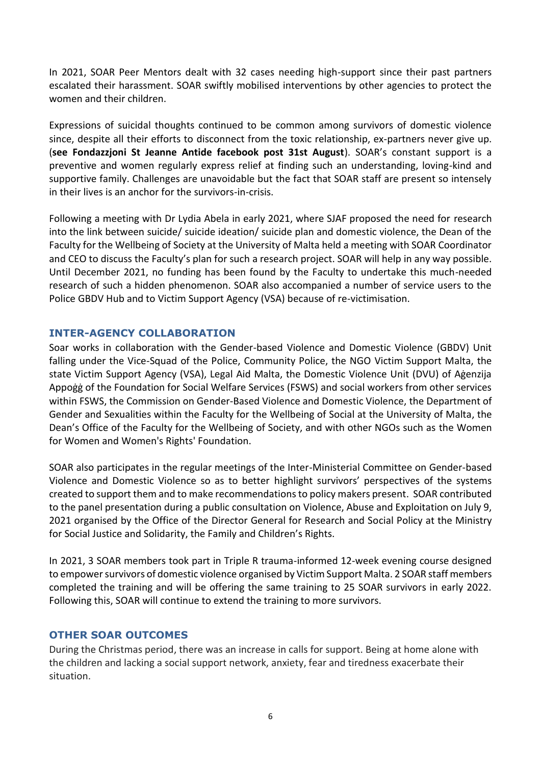In 2021, SOAR Peer Mentors dealt with 32 cases needing high-support since their past partners escalated their harassment. SOAR swiftly mobilised interventions by other agencies to protect the women and their children.

Expressions of suicidal thoughts continued to be common among survivors of domestic violence since, despite all their efforts to disconnect from the toxic relationship, ex-partners never give up. (**see Fondazzjoni St Jeanne Antide facebook post 31st August**). SOAR's constant support is a preventive and women regularly express relief at finding such an understanding, loving-kind and supportive family. Challenges are unavoidable but the fact that SOAR staff are present so intensely in their lives is an anchor for the survivors-in-crisis.

Following a meeting with Dr Lydia Abela in early 2021, where SJAF proposed the need for research into the link between suicide/ suicide ideation/ suicide plan and domestic violence, the Dean of the Faculty for the Wellbeing of Society at the University of Malta held a meeting with SOAR Coordinator and CEO to discuss the Faculty's plan for such a research project. SOAR will help in any way possible. Until December 2021, no funding has been found by the Faculty to undertake this much-needed research of such a hidden phenomenon. SOAR also accompanied a number of service users to the Police GBDV Hub and to Victim Support Agency (VSA) because of re-victimisation.

## INTER-AGENCY COLLABORATION

Soar works in collaboration with the Gender-based Violence and Domestic Violence (GBDV) Unit falling under the Vice-Squad of the Police, Community Police, the NGO Victim Support Malta, the state Victim Support Agency (VSA), Legal Aid Malta, the Domestic Violence Unit (DVU) of Aġenzija Appoġġ of the Foundation for Social Welfare Services (FSWS) and social workers from other services within FSWS, the Commission on Gender-Based Violence and Domestic Violence, the Department of Gender and Sexualities within the Faculty for the Wellbeing of Social at the University of Malta, the Dean's Office of the Faculty for the Wellbeing of Society, and with other NGOs such as the Women for Women and Women's Rights' Foundation.

SOAR also participates in the regular meetings of the Inter-Ministerial Committee on Gender-based Violence and Domestic Violence so as to better highlight survivors' perspectives of the systems created to support them and to make recommendations to policy makers present. SOAR contributed to the panel presentation during a public consultation on Violence, Abuse and Exploitation on July 9, 2021 organised by the Office of the Director General for Research and Social Policy at the Ministry for Social Justice and Solidarity, the Family and Children's Rights.

In 2021, 3 SOAR members took part in Triple R trauma-informed 12-week evening course designed to empower survivors of domestic violence organised by Victim Support Malta. 2 SOAR staff members completed the training and will be offering the same training to 25 SOAR survivors in early 2022. Following this, SOAR will continue to extend the training to more survivors.

## OTHER SOAR OUTCOMES

During the Christmas period, there was an increase in calls for support. Being at home alone with the children and lacking a social support network, anxiety, fear and tiredness exacerbate their situation.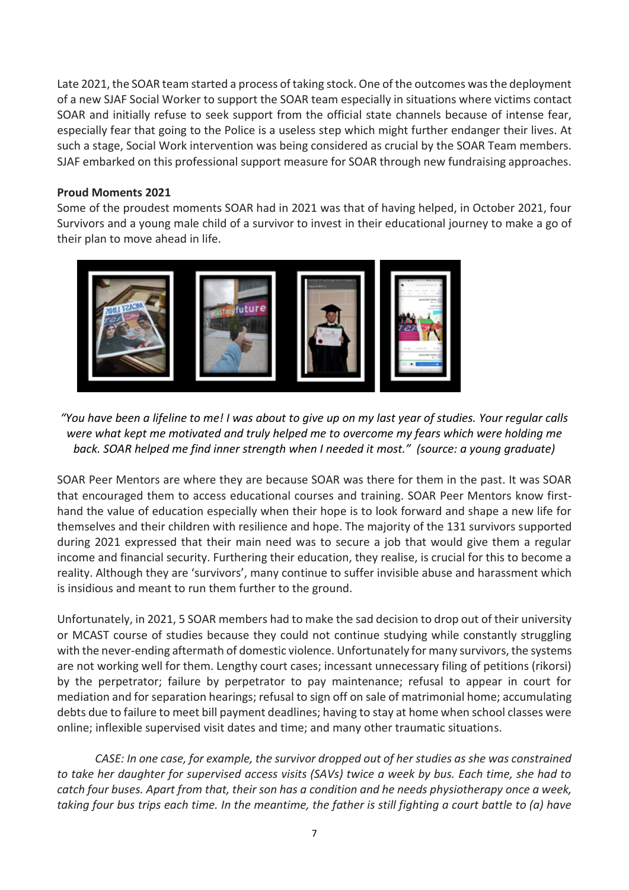Late 2021, the SOAR team started a process of taking stock. One of the outcomes was the deployment of a new SJAF Social Worker to support the SOAR team especially in situations where victims contact SOAR and initially refuse to seek support from the official state channels because of intense fear, especially fear that going to the Police is a useless step which might further endanger their lives. At such a stage, Social Work intervention was being considered as crucial by the SOAR Team members. SJAF embarked on this professional support measure for SOAR through new fundraising approaches.

**Proud Moments 2021**

Some of the proudest moments SOAR had in 2021 was that of having helped, in October 2021, four Survivors and a young male child of a survivor to invest in their educational journey to make a go of their plan to move ahead in life.

*"You have been a lifeline to me! I was about to give up on my last year of studies. Your regular calls were what kept me motivated and truly helped me to overcome my fears which were holding me back. SOAR helped me find inner strength when I needed it most." (source: a young graduate)*

SOAR Peer Mentors are where they are because SOAR was there for them in the past. It was SOAR that encouraged them to access educational courses and training. SOAR Peer Mentors know first-hand the value of education especially when their hope is to look forward and shape a new life for themselves and their children with resilience and hope. The majority of the 131 survivors supported during 2021 expressed that their main need was to secure a job that would give them a regular income and financial security. Furthering their education, they realise, is crucial for this to become a reality. Although they are 'survivors', many continue to suffer invisible abuse and harassment which is insidious and meant to run them further to the ground.

Unfortunately, in 2021, 5 SOAR members had to make the sad decision to drop out of their university or MCAST course of studies because they could not continue studying while constantly struggling with the never-ending aftermath of domestic violence. Unfortunately for many survivors, the systems are not working well for them. Lengthy court cases; incessant unnecessary filing of petitions (rikorsi) by the perpetrator; failure by perpetrator to pay maintenance; refusal to appear in court for mediation and for separation hearings; refusal to sign off on sale of matrimonial home; accumulating debts due to failure to meet bill payment deadlines; having to stay at home when school classes were online; inflexible supervised visit dates and time; and many other traumatic situations.

*CASE: In one case, for example, the survivor dropped out of her studies as she was constrained to take her daughter for supervised access visits (SAVs) twice a week by bus. Each time, she had to catch four buses. Apart from that, their son has a condition and he needs physiotherapy once a week, taking four bus trips each time. In the meantime, the father is still fighting a court battle to (a) have*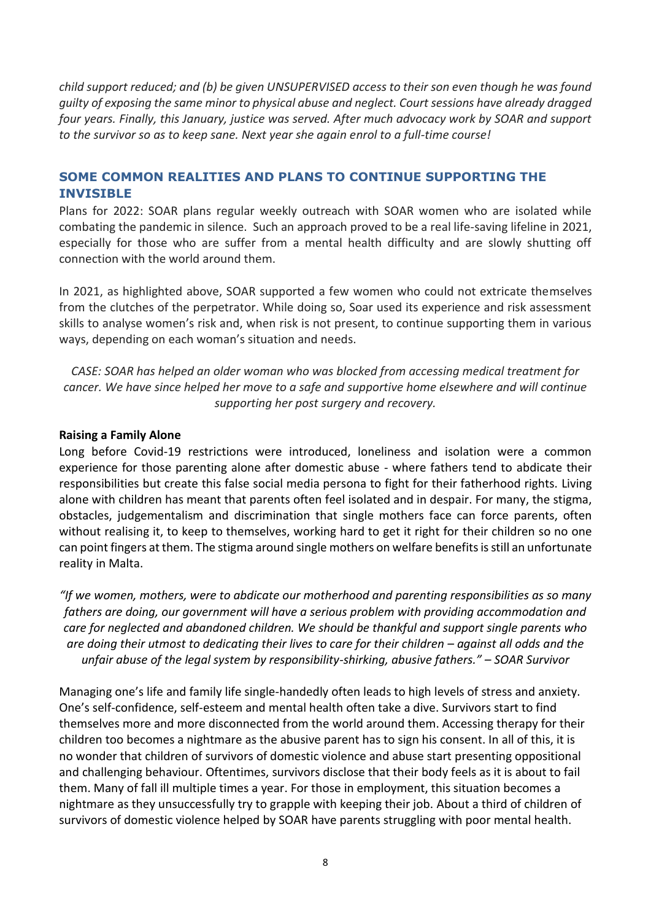*child support reduced; and (b) be given UNSUPERVISED access to their son even though he was found guilty of exposing the same minor to physical abuse and neglect. Court sessions have already dragged four years. Finally, this January, justice was served. After much advocacy work by SOAR and support to the survivor so as to keep sane. Next year she again enrol to a full-time course!*

## SOME COMMON REALITIES AND PLANS TO CONTINUE SUPPORTING THE INVISIBLE

Plans for 2022: SOAR plans regular weekly outreach with SOAR women who are isolated while combating the pandemic in silence. Such an approach proved to be a real life-saving lifeline in 2021, especially for those who are suffer from a mental health difficulty and are slowly shutting off connection with the world around them.

In 2021, as highlighted above, SOAR supported a few women who could not extricate themselves from the clutches of the perpetrator. While doing so, Soar used its experience and risk assessment skills to analyse women's risk and, when risk is not present, to continue supporting them in various ways, depending on each woman's situation and needs.

*CASE: SOAR has helped an older woman who was blocked from accessing medical treatment for cancer. We have since helped her move to a safe and supportive home elsewhere and will continue supporting her post surgery and recovery.*

**Raising a Family Alone**

Long before Covid-19 restrictions were introduced, loneliness and isolation were a common experience for those parenting alone after domestic abuse - where fathers tend to abdicate their responsibilities but create this false social media persona to fight for their fatherhood rights. Living alone with children has meant that parents often feel isolated and in despair. For many, the stigma, obstacles, judgementalism and discrimination that single mothers face can force parents, often without realising it, to keep to themselves, working hard to get it right for their children so no one can point fingers at them. The stigma around single mothers on welfare benefits is still an unfortunate reality in Malta.

*"If we women, mothers, were to abdicate our motherhood and parenting responsibilities as so many fathers are doing, our government will have a serious problem with providing accommodation and care for neglected and abandoned children. We should be thankful and support single parents who are doing their utmost to dedicating their lives to care for their children – against all odds and the unfair abuse of the legal system by responsibility-shirking, abusive fathers." – SOAR Survivor*

Managing one's life and family life single-handedly often leads to high levels of stress and anxiety. One's self-confidence, self-esteem and mental health often take a dive. Survivors start to find themselves more and more disconnected from the world around them. Accessing therapy for their children too becomes a nightmare as the abusive parent has to sign his consent. In all of this, it is no wonder that children of survivors of domestic violence and abuse start presenting oppositional and challenging behaviour. Oftentimes, survivors disclose that their body feels as it is about to fail them. Many of fall ill multiple times a year. For those in employment, this situation becomes a nightmare as they unsuccessfully try to grapple with keeping their job. About a third of children of survivors of domestic violence helped by SOAR have parents struggling with poor mental health.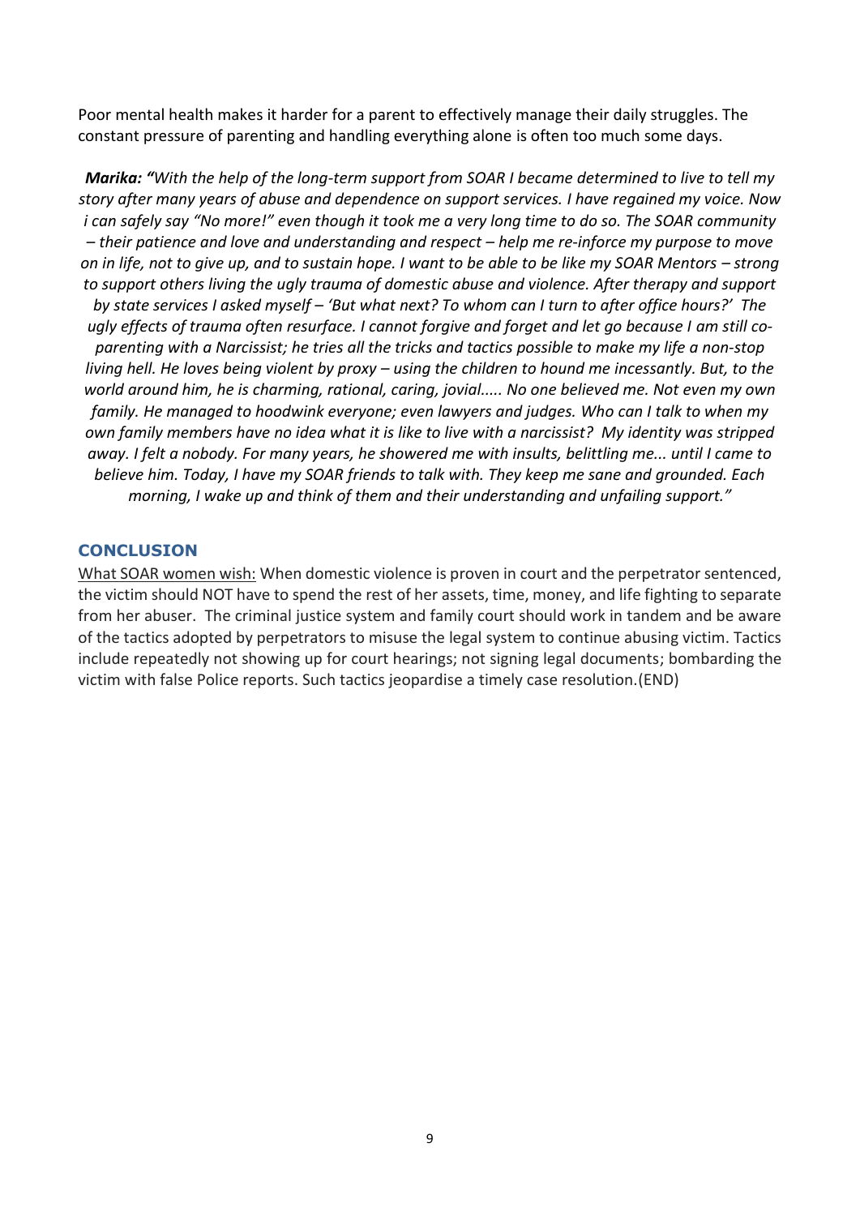Poor mental health makes it harder for a parent to effectively manage their daily struggles. The constant pressure of parenting and handling everything alone is often too much some days.

***Marika: "****With the help of the long-term support from SOAR I became determined to live to tell my story after many years of abuse and dependence on support services. I have regained my voice. Now i can safely say "No more!" even though it took me a very long time to do so. The SOAR community – their patience and love and understanding and respect – help me re-inforce my purpose to move on in life, not to give up, and to sustain hope. I want to be able to be like my SOAR Mentors – strong to support others living the ugly trauma of domestic abuse and violence. After therapy and support by state services I asked myself – 'But what next? To whom can I turn to after office hours?' The ugly effects of trauma often resurface. I cannot forgive and forget and let go because I am still co-parenting with a Narcissist; he tries all the tricks and tactics possible to make my life a non-stop living hell. He loves being violent by proxy – using the children to hound me incessantly. But, to the world around him, he is charming, rational, caring, jovial..... No one believed me. Not even my own family. He managed to hoodwink everyone; even lawyers and judges. Who can I talk to when my own family members have no idea what it is like to live with a narcissist? My identity was stripped away. I felt a nobody. For many years, he showered me with insults, belittling me... until I came to believe him. Today, I have my SOAR friends to talk with. They keep me sane and grounded. Each morning, I wake up and think of them and their understanding and unfailing support."*

## CONCLUSION

<u>What SOAR women wish:</u> When domestic violence is proven in court and the perpetrator sentenced, the victim should NOT have to spend the rest of her assets, time, money, and life fighting to separate from her abuser. The criminal justice system and family court should work in tandem and be aware of the tactics adopted by perpetrators to misuse the legal system to continue abusing victim. Tactics include repeatedly not showing up for court hearings; not signing legal documents; bombarding the victim with false Police reports. Such tactics jeopardise a timely case resolution.(END)